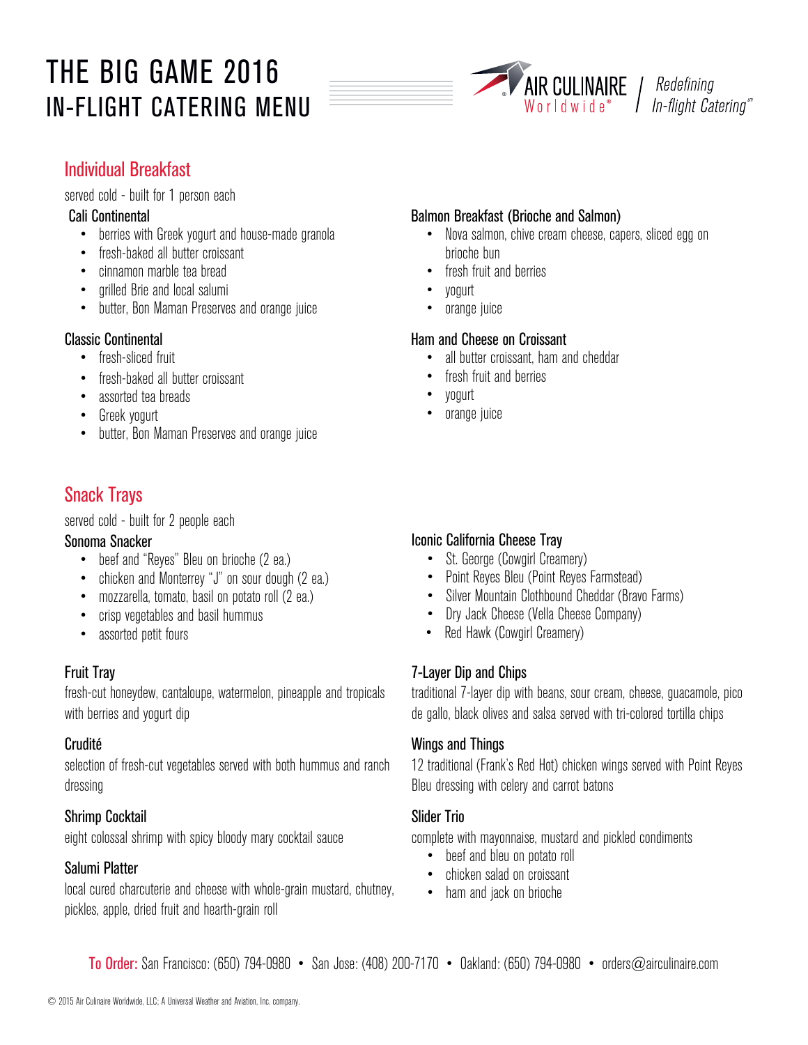# THE BIG GAME 2016
# IN-FLIGHT CATERING MENU

AIR CULINAIRE Worldwide® | *Redefining In-flight Catering*℠

## Individual Breakfast

served cold - built for 1 person each

### Cali Continental

- berries with Greek yogurt and house-made granola
- fresh-baked all butter croissant
- cinnamon marble tea bread
- grilled Brie and local salumi
- butter, Bon Maman Preserves and orange juice

### Classic Continental

- fresh-sliced fruit
- fresh-baked all butter croissant
- assorted tea breads
- Greek yogurt
- butter, Bon Maman Preserves and orange juice

### Balmon Breakfast (Brioche and Salmon)

- Nova salmon, chive cream cheese, capers, sliced egg on brioche bun
- fresh fruit and berries
- yogurt
- orange juice

### Ham and Cheese on Croissant

- all butter croissant, ham and cheddar
- fresh fruit and berries
- yogurt
- orange juice

## Snack Trays

served cold - built for 2 people each

### Sonoma Snacker

- beef and "Reyes" Bleu on brioche (2 ea.)
- chicken and Monterrey "J" on sour dough (2 ea.)
- mozzarella, tomato, basil on potato roll (2 ea.)
- crisp vegetables and basil hummus
- assorted petit fours

### Fruit Tray

fresh-cut honeydew, cantaloupe, watermelon, pineapple and tropicals with berries and yogurt dip

### Crudité

selection of fresh-cut vegetables served with both hummus and ranch dressing

### Shrimp Cocktail

eight colossal shrimp with spicy bloody mary cocktail sauce

### Salumi Platter

local cured charcuterie and cheese with whole-grain mustard, chutney, pickles, apple, dried fruit and hearth-grain roll

### Iconic California Cheese Tray

- St. George (Cowgirl Creamery)
- Point Reyes Bleu (Point Reyes Farmstead)
- Silver Mountain Clothbound Cheddar (Bravo Farms)
- Dry Jack Cheese (Vella Cheese Company)
- Red Hawk (Cowgirl Creamery)

### 7-Layer Dip and Chips

traditional 7-layer dip with beans, sour cream, cheese, guacamole, pico de gallo, black olives and salsa served with tri-colored tortilla chips

### Wings and Things

12 traditional (Frank's Red Hot) chicken wings served with Point Reyes Bleu dressing with celery and carrot batons

### Slider Trio

complete with mayonnaise, mustard and pickled condiments

- beef and bleu on potato roll
- chicken salad on croissant
- ham and jack on brioche

**To Order:** San Francisco: (650) 794-0980 • San Jose: (408) 200-7170 • Oakland: (650) 794-0980 • orders@airculinaire.com

© 2015 Air Culinaire Worldwide, LLC; A Universal Weather and Aviation, Inc. company.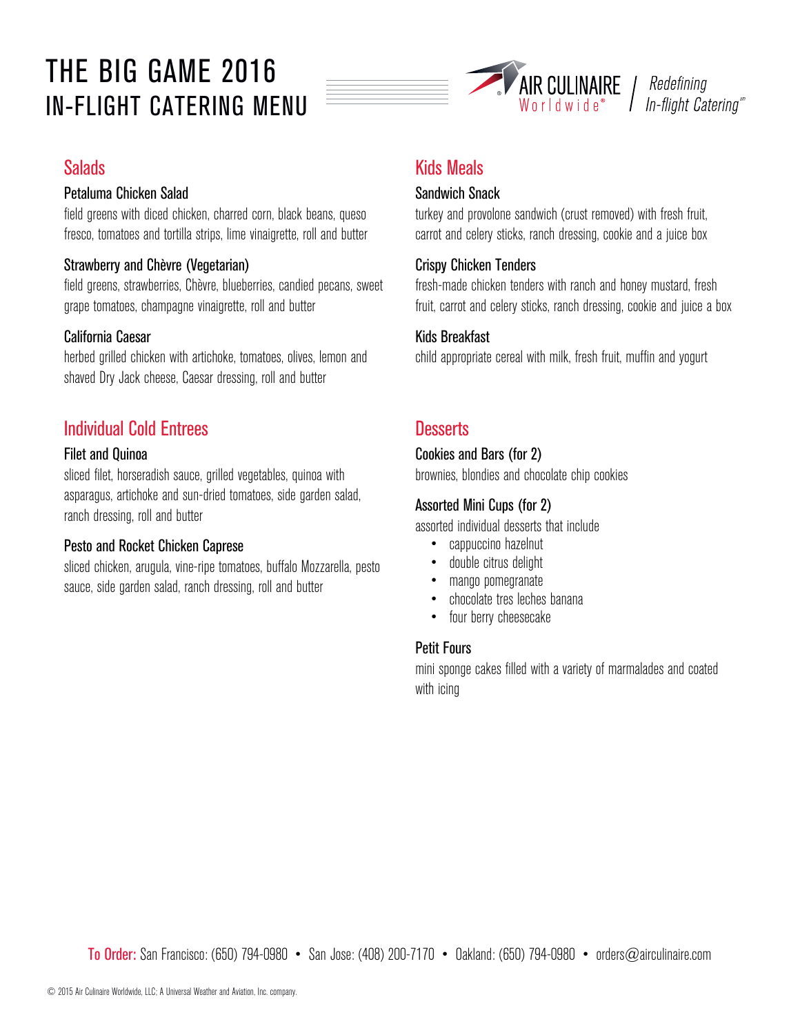# THE BIG GAME 2016 IN-FLIGHT CATERING MENU

AIR CULINAIRE Worldwide® | *Redefining In-flight Catering*℠

## Salads

### Petaluma Chicken Salad

field greens with diced chicken, charred corn, black beans, queso fresco, tomatoes and tortilla strips, lime vinaigrette, roll and butter

### Strawberry and Chèvre (Vegetarian)

field greens, strawberries, Chèvre, blueberries, candied pecans, sweet grape tomatoes, champagne vinaigrette, roll and butter

### California Caesar

herbed grilled chicken with artichoke, tomatoes, olives, lemon and shaved Dry Jack cheese, Caesar dressing, roll and butter

## Individual Cold Entrees

### Filet and Quinoa

sliced filet, horseradish sauce, grilled vegetables, quinoa with asparagus, artichoke and sun-dried tomatoes, side garden salad, ranch dressing, roll and butter

### Pesto and Rocket Chicken Caprese

sliced chicken, arugula, vine-ripe tomatoes, buffalo Mozzarella, pesto sauce, side garden salad, ranch dressing, roll and butter

## Kids Meals

### Sandwich Snack

turkey and provolone sandwich (crust removed) with fresh fruit, carrot and celery sticks, ranch dressing, cookie and a juice box

### Crispy Chicken Tenders

fresh-made chicken tenders with ranch and honey mustard, fresh fruit, carrot and celery sticks, ranch dressing, cookie and juice a box

### Kids Breakfast

child appropriate cereal with milk, fresh fruit, muffin and yogurt

## Desserts

### Cookies and Bars (for 2)

brownies, blondies and chocolate chip cookies

### Assorted Mini Cups (for 2)

assorted individual desserts that include

- cappuccino hazelnut
- double citrus delight
- mango pomegranate
- chocolate tres leches banana
- four berry cheesecake

### Petit Fours

mini sponge cakes filled with a variety of marmalades and coated with icing

**To Order:** San Francisco: (650) 794-0980 • San Jose: (408) 200-7170 • Oakland: (650) 794-0980 • orders@airculinaire.com

© 2015 Air Culinaire Worldwide, LLC; A Universal Weather and Aviation, Inc. company.